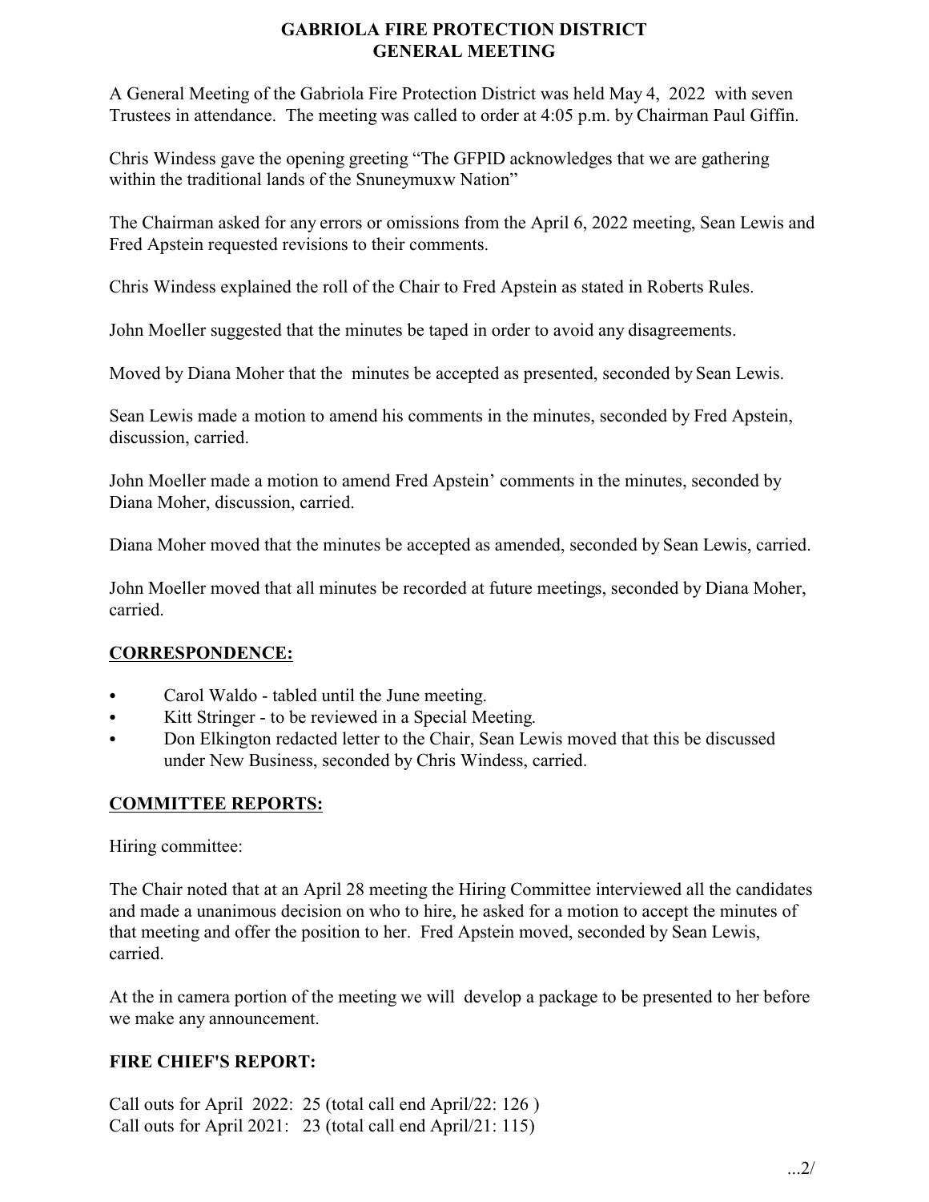# GABRIOLA FIRE PROTECTION DISTRICT
# GENERAL MEETING

A General Meeting of the Gabriola Fire Protection District was held May 4, 2022 with seven Trustees in attendance. The meeting was called to order at 4:05 p.m. by Chairman Paul Giffin.

Chris Windess gave the opening greeting "The GFPID acknowledges that we are gathering within the traditional lands of the Snuneymuxw Nation"

The Chairman asked for any errors or omissions from the April 6, 2022 meeting, Sean Lewis and Fred Apstein requested revisions to their comments.

Chris Windess explained the roll of the Chair to Fred Apstein as stated in Roberts Rules.

John Moeller suggested that the minutes be taped in order to avoid any disagreements.

Moved by Diana Moher that the minutes be accepted as presented, seconded by Sean Lewis.

Sean Lewis made a motion to amend his comments in the minutes, seconded by Fred Apstein, discussion, carried.

John Moeller made a motion to amend Fred Apstein' comments in the minutes, seconded by Diana Moher, discussion, carried.

Diana Moher moved that the minutes be accepted as amended, seconded by Sean Lewis, carried.

John Moeller moved that all minutes be recorded at future meetings, seconded by Diana Moher, carried.

## CORRESPONDENCE:

- Carol Waldo - tabled until the June meeting.
- Kitt Stringer - to be reviewed in a Special Meeting.
- Don Elkington redacted letter to the Chair, Sean Lewis moved that this be discussed under New Business, seconded by Chris Windess, carried.

## COMMITTEE REPORTS:

Hiring committee:

The Chair noted that at an April 28 meeting the Hiring Committee interviewed all the candidates and made a unanimous decision on who to hire, he asked for a motion to accept the minutes of that meeting and offer the position to her. Fred Apstein moved, seconded by Sean Lewis, carried.

At the in camera portion of the meeting we will develop a package to be presented to her before we make any announcement.

## FIRE CHIEF'S REPORT:

Call outs for April 2022: 25 (total call end April/22: 126 )
Call outs for April 2021: 23 (total call end April/21: 115)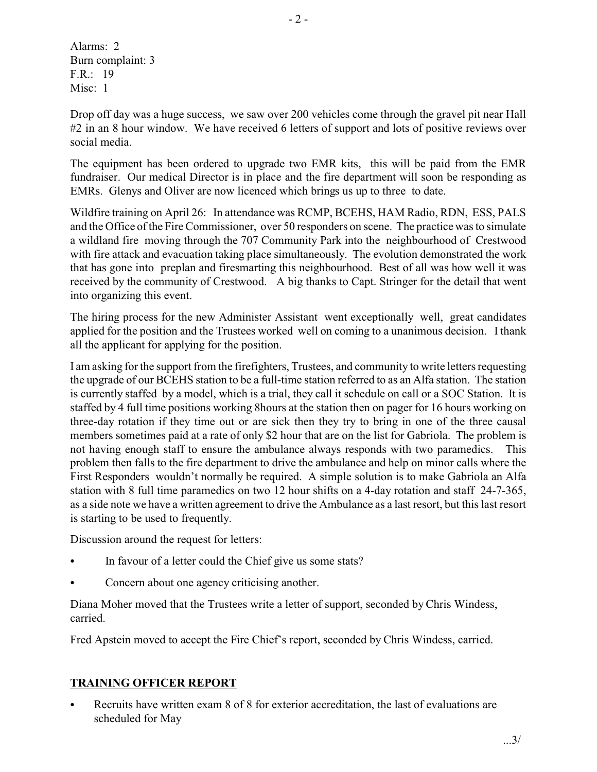Alarms: 2
Burn complaint: 3
F.R.: 19
Misc: 1

Drop off day was a huge success, we saw over 200 vehicles come through the gravel pit near Hall #2 in an 8 hour window. We have received 6 letters of support and lots of positive reviews over social media.

The equipment has been ordered to upgrade two EMR kits, this will be paid from the EMR fundraiser. Our medical Director is in place and the fire department will soon be responding as EMRs. Glenys and Oliver are now licenced which brings us up to three to date.

Wildfire training on April 26: In attendance was RCMP, BCEHS, HAM Radio, RDN, ESS, PALS and the Office of the Fire Commissioner, over 50 responders on scene. The practice was to simulate a wildland fire moving through the 707 Community Park into the neighbourhood of Crestwood with fire attack and evacuation taking place simultaneously. The evolution demonstrated the work that has gone into preplan and firesmarting this neighbourhood. Best of all was how well it was received by the community of Crestwood. A big thanks to Capt. Stringer for the detail that went into organizing this event.

The hiring process for the new Administer Assistant went exceptionally well, great candidates applied for the position and the Trustees worked well on coming to a unanimous decision. I thank all the applicant for applying for the position.

I am asking for the support from the firefighters, Trustees, and community to write letters requesting the upgrade of our BCEHS station to be a full-time station referred to as an Alfa station. The station is currently staffed by a model, which is a trial, they call it schedule on call or a SOC Station. It is staffed by 4 full time positions working 8hours at the station then on pager for 16 hours working on three-day rotation if they time out or are sick then they try to bring in one of the three causal members sometimes paid at a rate of only $2 hour that are on the list for Gabriola. The problem is not having enough staff to ensure the ambulance always responds with two paramedics. This problem then falls to the fire department to drive the ambulance and help on minor calls where the First Responders wouldn't normally be required. A simple solution is to make Gabriola an Alfa station with 8 full time paramedics on two 12 hour shifts on a 4-day rotation and staff 24-7-365, as a side note we have a written agreement to drive the Ambulance as a last resort, but this last resort is starting to be used to frequently.

Discussion around the request for letters:

- In favour of a letter could the Chief give us some stats?
- Concern about one agency criticising another.

Diana Moher moved that the Trustees write a letter of support, seconded by Chris Windess, carried.

Fred Apstein moved to accept the Fire Chief's report, seconded by Chris Windess, carried.

## TRAINING OFFICER REPORT

- Recruits have written exam 8 of 8 for exterior accreditation, the last of evaluations are scheduled for May

...3/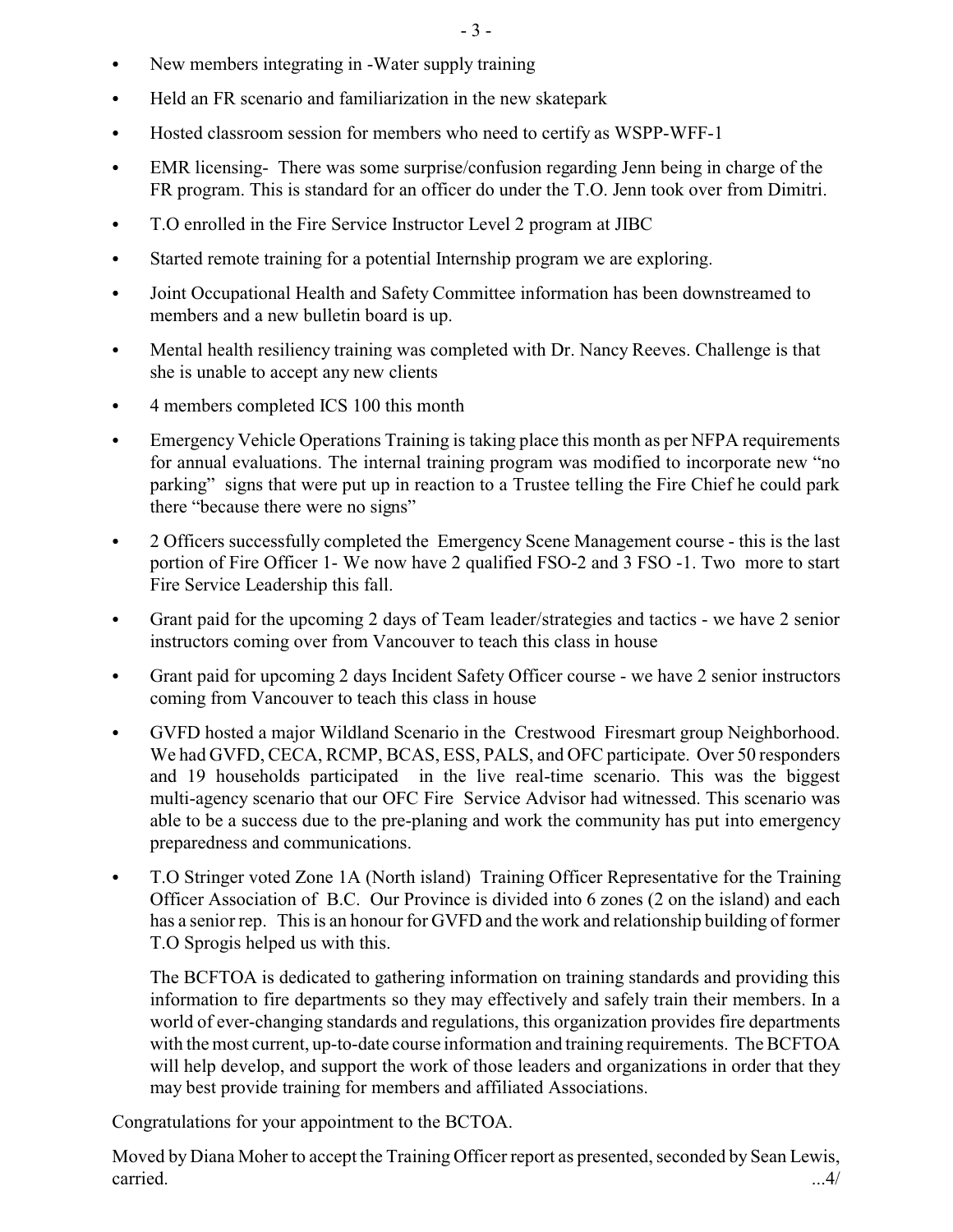- New members integrating in -Water supply training
- Held an FR scenario and familiarization in the new skatepark
- Hosted classroom session for members who need to certify as WSPP-WFF-1
- EMR licensing- There was some surprise/confusion regarding Jenn being in charge of the FR program. This is standard for an officer do under the T.O. Jenn took over from Dimitri.
- T.O enrolled in the Fire Service Instructor Level 2 program at JIBC
- Started remote training for a potential Internship program we are exploring.
- Joint Occupational Health and Safety Committee information has been downstreamed to members and a new bulletin board is up.
- Mental health resiliency training was completed with Dr. Nancy Reeves. Challenge is that she is unable to accept any new clients
- 4 members completed ICS 100 this month
- Emergency Vehicle Operations Training is taking place this month as per NFPA requirements for annual evaluations. The internal training program was modified to incorporate new "no parking" signs that were put up in reaction to a Trustee telling the Fire Chief he could park there "because there were no signs"
- 2 Officers successfully completed the Emergency Scene Management course - this is the last portion of Fire Officer 1- We now have 2 qualified FSO-2 and 3 FSO -1. Two more to start Fire Service Leadership this fall.
- Grant paid for the upcoming 2 days of Team leader/strategies and tactics - we have 2 senior instructors coming over from Vancouver to teach this class in house
- Grant paid for upcoming 2 days Incident Safety Officer course - we have 2 senior instructors coming from Vancouver to teach this class in house
- GVFD hosted a major Wildland Scenario in the Crestwood Firesmart group Neighborhood. We had GVFD, CECA, RCMP, BCAS, ESS, PALS, and OFC participate. Over 50 responders and 19 households participated in the live real-time scenario. This was the biggest multi-agency scenario that our OFC Fire Service Advisor had witnessed. This scenario was able to be a success due to the pre-planing and work the community has put into emergency preparedness and communications.
- T.O Stringer voted Zone 1A (North island) Training Officer Representative for the Training Officer Association of B.C. Our Province is divided into 6 zones (2 on the island) and each has a senior rep. This is an honour for GVFD and the work and relationship building of former T.O Sprogis helped us with this.

  The BCFTOA is dedicated to gathering information on training standards and providing this information to fire departments so they may effectively and safely train their members. In a world of ever-changing standards and regulations, this organization provides fire departments with the most current, up-to-date course information and training requirements. The BCFTOA will help develop, and support the work of those leaders and organizations in order that they may best provide training for members and affiliated Associations.

Congratulations for your appointment to the BCTOA.

Moved by Diana Moher to accept the Training Officer report as presented, seconded by Sean Lewis, carried.

...4/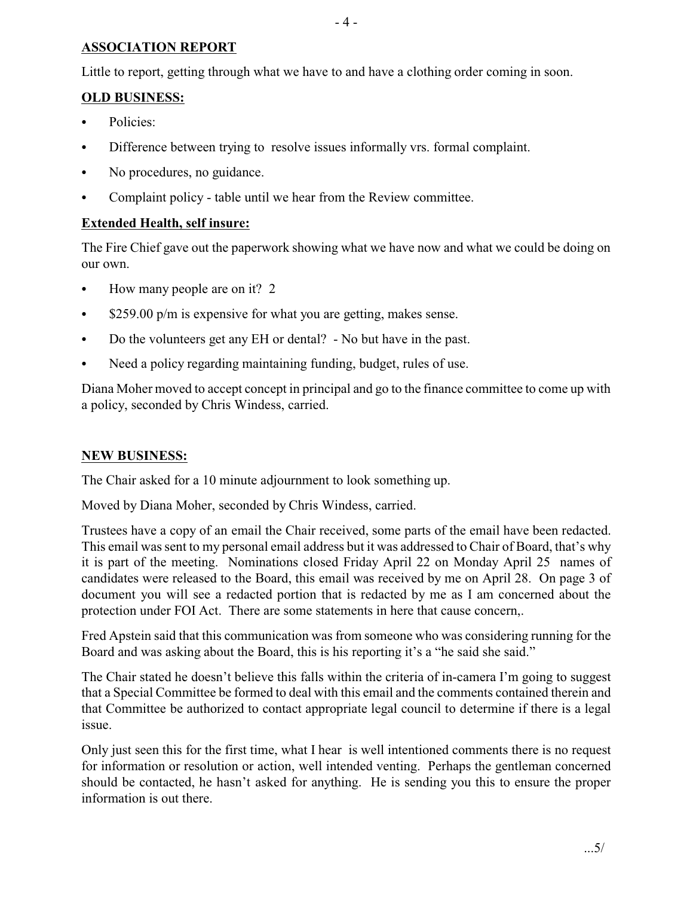**ASSOCIATION REPORT**

Little to report, getting through what we have to and have a clothing order coming in soon.

**OLD BUSINESS:**

- Policies:
- Difference between trying to resolve issues informally vrs. formal complaint.
- No procedures, no guidance.
- Complaint policy - table until we hear from the Review committee.

**Extended Health, self insure:**

The Fire Chief gave out the paperwork showing what we have now and what we could be doing on our own.

- How many people are on it? 2
- $259.00 p/m is expensive for what you are getting, makes sense.
- Do the volunteers get any EH or dental? - No but have in the past.
- Need a policy regarding maintaining funding, budget, rules of use.

Diana Moher moved to accept concept in principal and go to the finance committee to come up with a policy, seconded by Chris Windess, carried.

**NEW BUSINESS:**

The Chair asked for a 10 minute adjournment to look something up.

Moved by Diana Moher, seconded by Chris Windess, carried.

Trustees have a copy of an email the Chair received, some parts of the email have been redacted. This email was sent to my personal email address but it was addressed to Chair of Board, that's why it is part of the meeting. Nominations closed Friday April 22 on Monday April 25 names of candidates were released to the Board, this email was received by me on April 28. On page 3 of document you will see a redacted portion that is redacted by me as I am concerned about the protection under FOI Act. There are some statements in here that cause concern,.

Fred Apstein said that this communication was from someone who was considering running for the Board and was asking about the Board, this is his reporting it's a "he said she said."

The Chair stated he doesn't believe this falls within the criteria of in-camera I'm going to suggest that a Special Committee be formed to deal with this email and the comments contained therein and that Committee be authorized to contact appropriate legal council to determine if there is a legal issue.

Only just seen this for the first time, what I hear is well intentioned comments there is no request for information or resolution or action, well intended venting. Perhaps the gentleman concerned should be contacted, he hasn't asked for anything. He is sending you this to ensure the proper information is out there.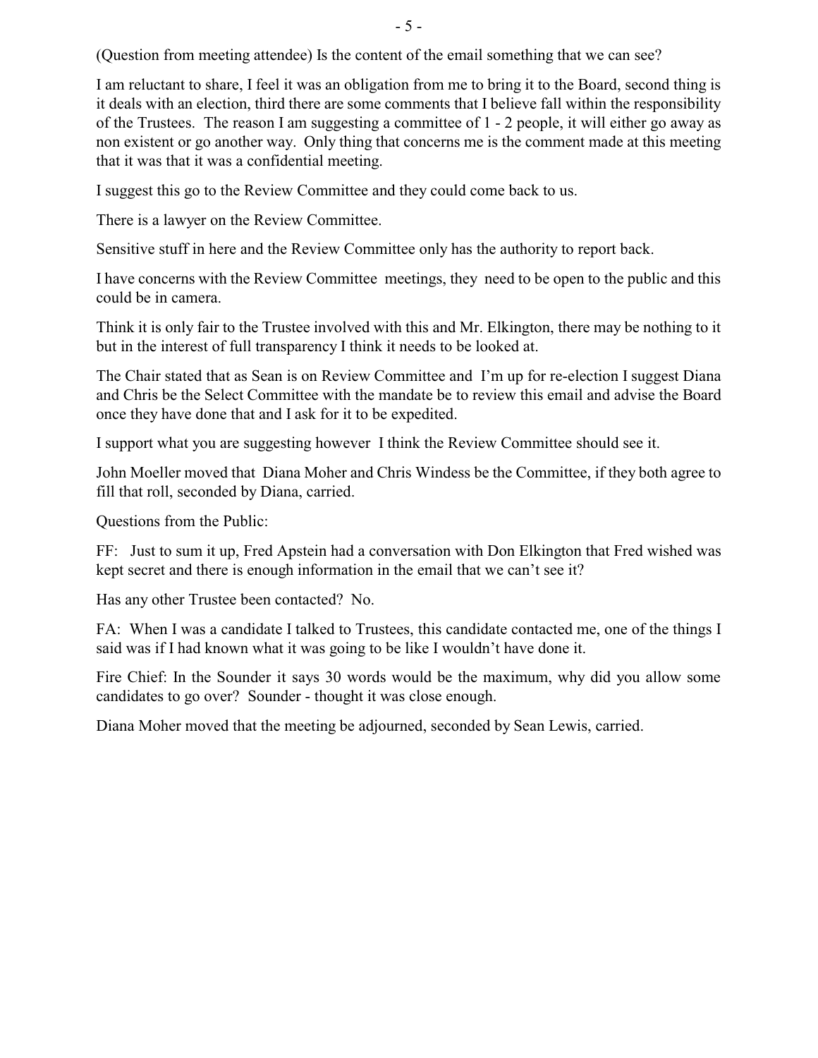(Question from meeting attendee) Is the content of the email something that we can see?

I am reluctant to share, I feel it was an obligation from me to bring it to the Board, second thing is it deals with an election, third there are some comments that I believe fall within the responsibility of the Trustees. The reason I am suggesting a committee of 1 - 2 people, it will either go away as non existent or go another way. Only thing that concerns me is the comment made at this meeting that it was that it was a confidential meeting.

I suggest this go to the Review Committee and they could come back to us.

There is a lawyer on the Review Committee.

Sensitive stuff in here and the Review Committee only has the authority to report back.

I have concerns with the Review Committee meetings, they need to be open to the public and this could be in camera.

Think it is only fair to the Trustee involved with this and Mr. Elkington, there may be nothing to it but in the interest of full transparency I think it needs to be looked at.

The Chair stated that as Sean is on Review Committee and I'm up for re-election I suggest Diana and Chris be the Select Committee with the mandate be to review this email and advise the Board once they have done that and I ask for it to be expedited.

I support what you are suggesting however I think the Review Committee should see it.

John Moeller moved that Diana Moher and Chris Windess be the Committee, if they both agree to fill that roll, seconded by Diana, carried.

Questions from the Public:

FF: Just to sum it up, Fred Apstein had a conversation with Don Elkington that Fred wished was kept secret and there is enough information in the email that we can't see it?

Has any other Trustee been contacted? No.

FA: When I was a candidate I talked to Trustees, this candidate contacted me, one of the things I said was if I had known what it was going to be like I wouldn't have done it.

Fire Chief: In the Sounder it says 30 words would be the maximum, why did you allow some candidates to go over? Sounder - thought it was close enough.

Diana Moher moved that the meeting be adjourned, seconded by Sean Lewis, carried.